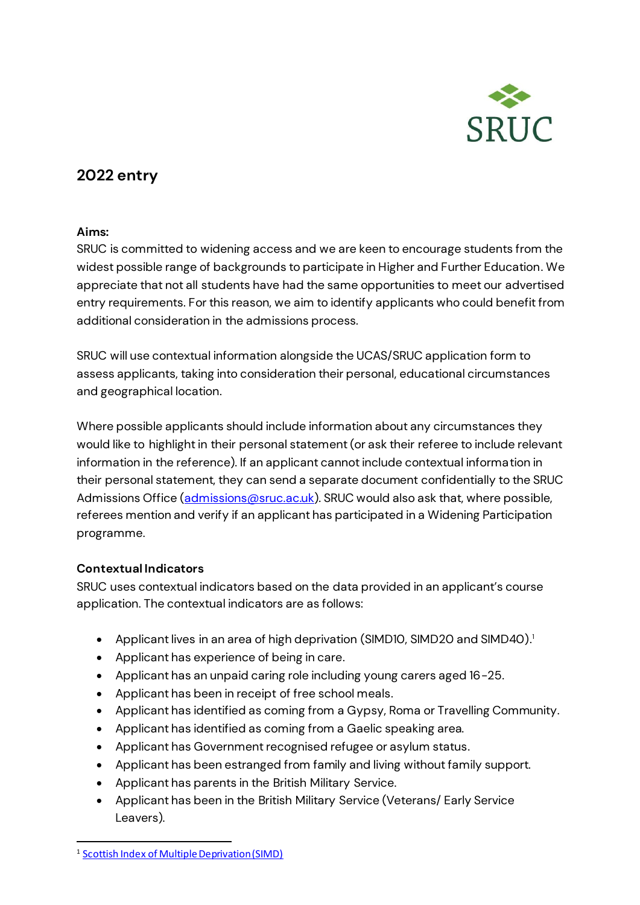SRUC

# 2022 entry

**Aims:**
SRUC is committed to widening access and we are keen to encourage students from the widest possible range of backgrounds to participate in Higher and Further Education. We appreciate that not all students have had the same opportunities to meet our advertised entry requirements. For this reason, we aim to identify applicants who could benefit from additional consideration in the admissions process.

SRUC will use contextual information alongside the UCAS/SRUC application form to assess applicants, taking into consideration their personal, educational circumstances and geographical location.

Where possible applicants should include information about any circumstances they would like to highlight in their personal statement (or ask their referee to include relevant information in the reference). If an applicant cannot include contextual information in their personal statement, they can send a separate document confidentially to the SRUC Admissions Office (admissions@sruc.ac.uk). SRUC would also ask that, where possible, referees mention and verify if an applicant has participated in a Widening Participation programme.

**Contextual Indicators**
SRUC uses contextual indicators based on the data provided in an applicant's course application. The contextual indicators are as follows:

- Applicant lives in an area of high deprivation (SIMD10, SIMD20 and SIMD40).[1]
- Applicant has experience of being in care.
- Applicant has an unpaid caring role including young carers aged 16-25.
- Applicant has been in receipt of free school meals.
- Applicant has identified as coming from a Gypsy, Roma or Travelling Community.
- Applicant has identified as coming from a Gaelic speaking area.
- Applicant has Government recognised refugee or asylum status.
- Applicant has been estranged from family and living without family support.
- Applicant has parents in the British Military Service.
- Applicant has been in the British Military Service (Veterans/ Early Service Leavers).

[1] Scottish Index of Multiple Deprivation (SIMD)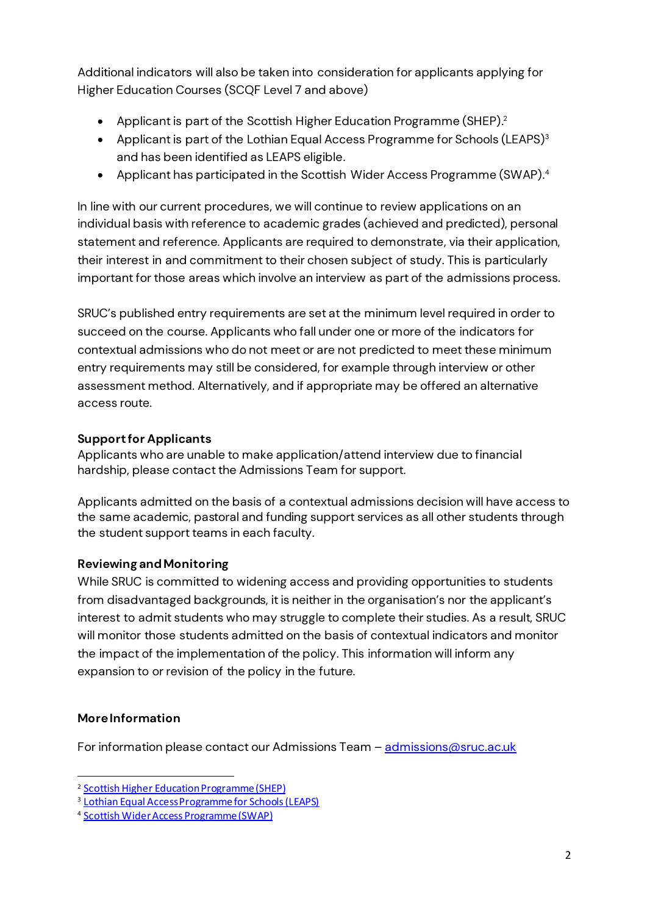Additional indicators will also be taken into consideration for applicants applying for Higher Education Courses (SCQF Level 7 and above)

- Applicant is part of the Scottish Higher Education Programme (SHEP).[2]
- Applicant is part of the Lothian Equal Access Programme for Schools (LEAPS)[3] and has been identified as LEAPS eligible.
- Applicant has participated in the Scottish Wider Access Programme (SWAP).[4]

In line with our current procedures, we will continue to review applications on an individual basis with reference to academic grades (achieved and predicted), personal statement and reference. Applicants are required to demonstrate, via their application, their interest in and commitment to their chosen subject of study. This is particularly important for those areas which involve an interview as part of the admissions process.

SRUC's published entry requirements are set at the minimum level required in order to succeed on the course. Applicants who fall under one or more of the indicators for contextual admissions who do not meet or are not predicted to meet these minimum entry requirements may still be considered, for example through interview or other assessment method. Alternatively, and if appropriate may be offered an alternative access route.

**Support for Applicants**
Applicants who are unable to make application/attend interview due to financial hardship, please contact the Admissions Team for support.

Applicants admitted on the basis of a contextual admissions decision will have access to the same academic, pastoral and funding support services as all other students through the student support teams in each faculty.

**Reviewing and Monitoring**
While SRUC is committed to widening access and providing opportunities to students from disadvantaged backgrounds, it is neither in the organisation's nor the applicant's interest to admit students who may struggle to complete their studies. As a result, SRUC will monitor those students admitted on the basis of contextual indicators and monitor the impact of the implementation of the policy. This information will inform any expansion to or revision of the policy in the future.

**More Information**

For information please contact our Admissions Team – admissions@sruc.ac.uk

[2] Scottish Higher Education Programme (SHEP)
[3] Lothian Equal Access Programme for Schools (LEAPS)
[4] Scottish Wider Access Programme (SWAP)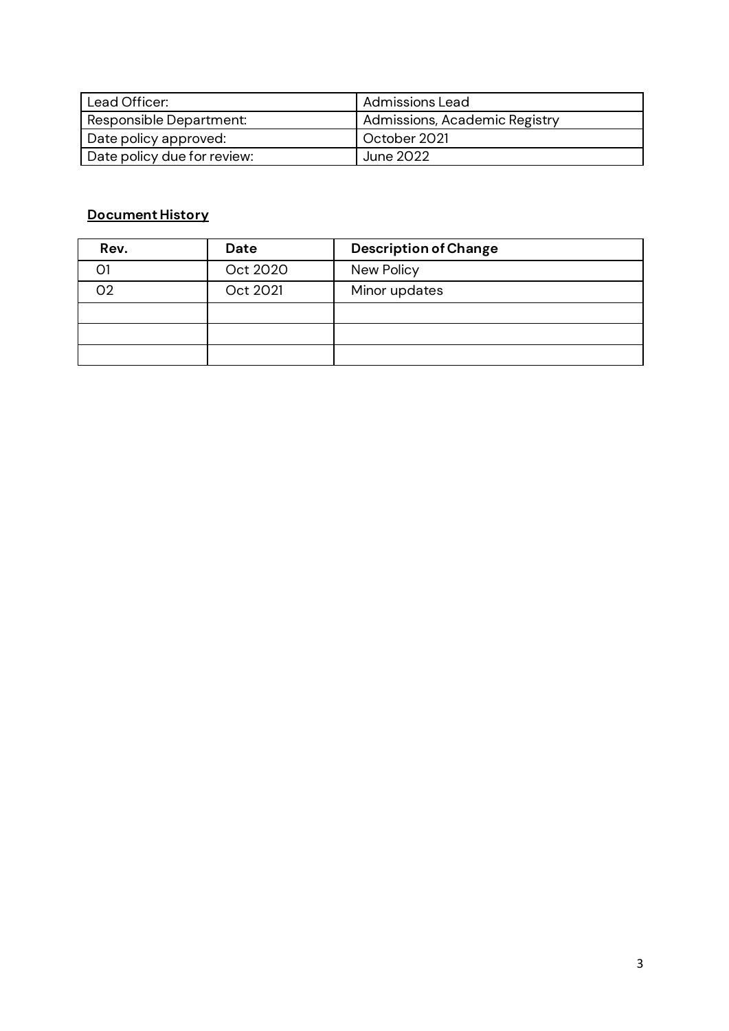| | |
|---|---|
| Lead Officer: | Admissions Lead |
| Responsible Department: | Admissions, Academic Registry |
| Date policy approved: | October 2021 |
| Date policy due for review: | June 2022 |

**Document History**

| Rev. | Date | Description of Change |
|---|---|---|
| 01 | Oct 2020 | New Policy |
| 02 | Oct 2021 | Minor updates |
| | | |
| | | |
| | | |